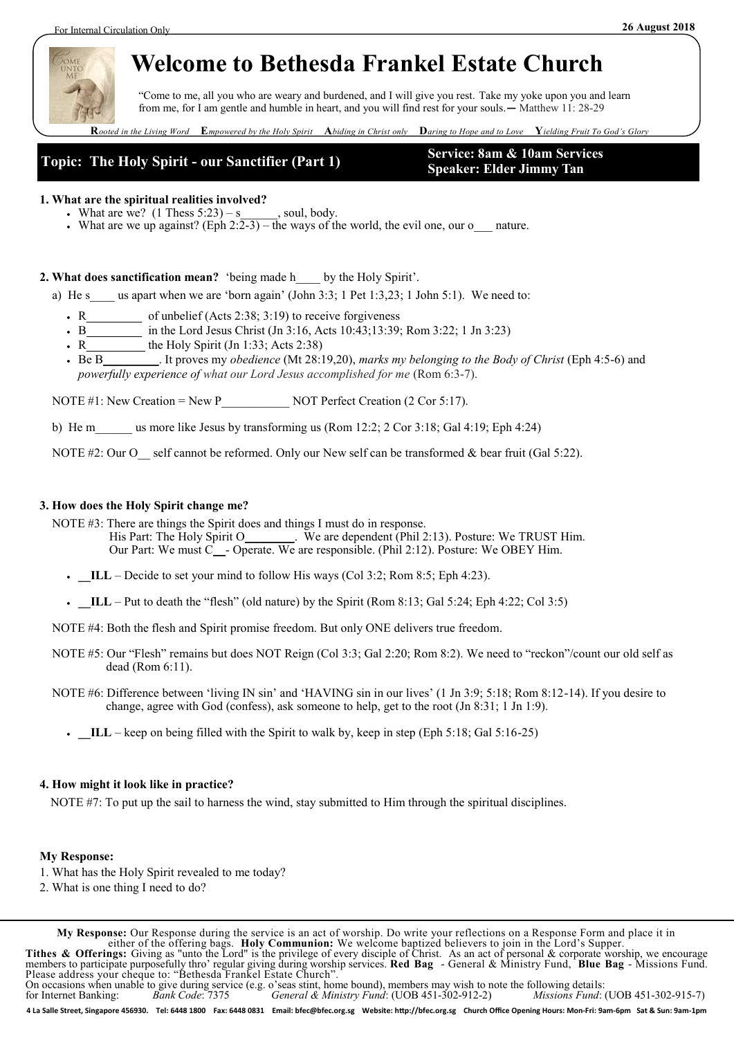26 August 2018

# Welcome to Bethesda Frankel Estate Church

"Come to me, all you who are weary and burdened, and I will give you rest. Take my yoke upon you and learn from me, for I am gentle and humble in heart, and you will find rest for your souls.— Matthew 11: 28-29

**R***ooted in the Living Word* **E***mpowered by the Holy Spirit* **A***biding in Christ only* **D***aring to Hope and to Love* **Y***ielding Fruit To God's Glory*

## Topic: The Holy Spirit - our Sanctifier (Part 1)

**Service: 8am & 10am Services**
**Speaker: Elder Jimmy Tan**

**1. What are the spiritual realities involved?**

- What are we? (1 Thess 5:23) – s______, soul, body.
- What are we up against? (Eph 2:2-3) – the ways of the world, the evil one, our o___ nature.

**2. What does sanctification mean?** 'being made h____ by the Holy Spirit'.

a) He s____ us apart when we are 'born again' (John 3:3; 1 Pet 1:3,23; 1 John 5:1). We need to:

- R_________ of unbelief (Acts 2:38; 3:19) to receive forgiveness
- B_________ in the Lord Jesus Christ (Jn 3:16, Acts 10:43;13:39; Rom 3:22; 1 Jn 3:23)
- R_________ the Holy Spirit (Jn 1:33; Acts 2:38)
- Be B_________. It proves my *obedience* (Mt 28:19,20), *marks my belonging to the Body of Christ* (Eph 4:5-6) and *powerfully experience of what our Lord Jesus accomplished for me* (Rom 6:3-7).

NOTE #1: New Creation = New P___________ NOT Perfect Creation (2 Cor 5:17).

b) He m______ us more like Jesus by transforming us (Rom 12:2; 2 Cor 3:18; Gal 4:19; Eph 4:24)

NOTE #2: Our O__ self cannot be reformed. Only our New self can be transformed & bear fruit (Gal 5:22).

**3. How does the Holy Spirit change me?**

NOTE #3: There are things the Spirit does and things I must do in response.
His Part: The Holy Spirit O________. We are dependent (Phil 2:13). Posture: We TRUST Him.
Our Part: We must C__- Operate. We are responsible. (Phil 2:12). Posture: We OBEY Him.

- **__ILL** – Decide to set your mind to follow His ways (Col 3:2; Rom 8:5; Eph 4:23).
- **__ILL** – Put to death the "flesh" (old nature) by the Spirit (Rom 8:13; Gal 5:24; Eph 4:22; Col 3:5)

NOTE #4: Both the flesh and Spirit promise freedom. But only ONE delivers true freedom.

NOTE #5: Our "Flesh" remains but does NOT Reign (Col 3:3; Gal 2:20; Rom 8:2). We need to "reckon"/count our old self as dead (Rom 6:11).

NOTE #6: Difference between 'living IN sin' and 'HAVING sin in our lives' (1 Jn 3:9; 5:18; Rom 8:12-14). If you desire to change, agree with God (confess), ask someone to help, get to the root (Jn 8:31; 1 Jn 1:9).

- **__ILL** – keep on being filled with the Spirit to walk by, keep in step (Eph 5:18; Gal 5:16-25)

**4. How might it look like in practice?**

NOTE #7: To put up the sail to harness the wind, stay submitted to Him through the spiritual disciplines.

**My Response:**

1. What has the Holy Spirit revealed to me today?
2. What is one thing I need to do?

---

**My Response:** Our Response during the service is an act of worship. Do write your reflections on a Response Form and place it in either of the offering bags. **Holy Communion:** We welcome baptized believers to join in the Lord's Supper.
**Tithes & Offerings:** Giving as "unto the Lord" is the privilege of every disciple of Christ. As an act of personal & corporate worship, we encourage members to participate purposefully thro' regular giving during worship services. **Red Bag** - General & Ministry Fund, **Blue Bag** - Missions Fund. Please address your cheque to: "Bethesda Frankel Estate Church".
On occasions when unable to give during service (e.g. o'seas stint, home bound), members may wish to note the following details:
for Internet Banking: *Bank Code*: 7375 *General & Ministry Fund*: (UOB 451-302-912-2) *Missions Fund*: (UOB 451-302-915-7)

**4 La Salle Street, Singapore 456930. Tel: 6448 1800 Fax: 6448 0831 Email: bfec@bfec.org.sg Website: http://bfec.org.sg Church Office Opening Hours: Mon-Fri: 9am-6pm Sat & Sun: 9am-1pm**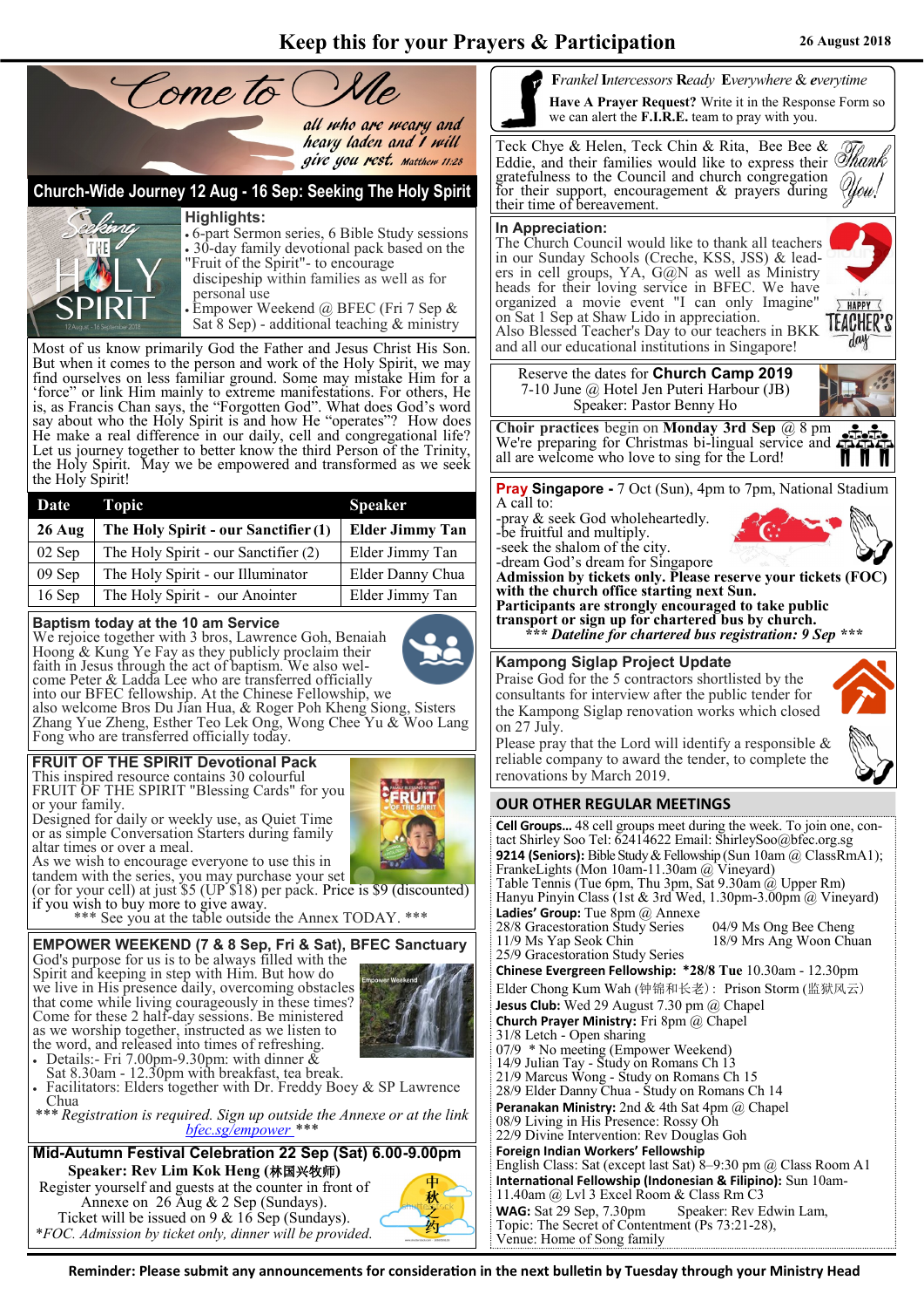# Keep this for your Prayers & Participation

26 August 2018

## Come to Me

*all who are weary and heavy laden and I will give you rest. Matthew 11:28*

## Church-Wide Journey 12 Aug - 16 Sep: Seeking The Holy Spirit

**Highlights:**

- 6-part Sermon series, 6 Bible Study sessions
- 30-day family devotional pack based on the "Fruit of the Spirit"- to encourage discipeship within families as well as for personal use
- Empower Weekend @ BFEC (Fri 7 Sep & Sat 8 Sep) - additional teaching & ministry

Most of us know primarily God the Father and Jesus Christ His Son. But when it comes to the person and work of the Holy Spirit, we may find ourselves on less familiar ground. Some may mistake Him for a 'force" or link Him mainly to extreme manifestations. For others, He is, as Francis Chan says, the "Forgotten God". What does God's word say about who the Holy Spirit is and how He "operates"? How does He make a real difference in our daily, cell and congregational life? Let us journey together to better know the third Person of the Trinity, the Holy Spirit. May we be empowered and transformed as we seek the Holy Spirit!

| Date | Topic | Speaker |
|---|---|---|
| **26 Aug** | **The Holy Spirit - our Sanctifier (1)** | **Elder Jimmy Tan** |
| 02 Sep | The Holy Spirit - our Sanctifier (2) | Elder Jimmy Tan |
| 09 Sep | The Holy Spirit - our Illuminator | Elder Danny Chua |
| 16 Sep | The Holy Spirit - our Anointer | Elder Jimmy Tan |

### Baptism today at the 10 am Service

We rejoice together with 3 bros, Lawrence Goh, Benaiah Hoong & Kung Ye Fay as they publicly proclaim their faith in Jesus through the act of baptism. We also welcome Peter & Ladda Lee who are transferred officially into our BFEC fellowship. At the Chinese Fellowship, we also welcome Bros Du Jian Hua, & Roger Poh Kheng Siong, Sisters Zhang Yue Zheng, Esther Teo Lek Ong, Wong Chee Yu & Woo Lang Fong who are transferred officially today.

### FRUIT OF THE SPIRIT Devotional Pack

This inspired resource contains 30 colourful FRUIT OF THE SPIRIT "Blessing Cards" for you or your family.
Designed for daily or weekly use, as Quiet Time or as simple Conversation Starters during family altar times or over a meal.
As we wish to encourage everyone to use this in tandem with the series, you may purchase your set (or for your cell) at just $5 (UP $18) per pack. Price is $9 (discounted) if you wish to buy more to give away.
*** See you at the table outside the Annex TODAY. ***

### EMPOWER WEEKEND (7 & 8 Sep, Fri & Sat), BFEC Sanctuary

God's purpose for us is to be always filled with the Spirit and keeping in step with Him. But how do we live in His presence daily, overcoming obstacles that come while living courageously in these times? Come for these 2 half-day sessions. Be ministered as we worship together, instructed as we listen to the word, and released into times of refreshing.

- Details:- Fri 7.00pm-9.30pm: with dinner & Sat 8.30am - 12.30pm with breakfast, tea break.
- Facilitators: Elders together with Dr. Freddy Boey & SP Lawrence Chua

****** *Registration is required. Sign up outside the Annexe or at the link bfec.sg/empower* ******

### Mid-Autumn Festival Celebration 22 Sep (Sat) 6.00-9.00pm

**Speaker: Rev Lim Kok Heng (林国兴牧师)**
Register yourself and guests at the counter in front of Annexe on 26 Aug & 2 Sep (Sundays).
Ticket will be issued on 9 & 16 Sep (Sundays).
*\*FOC. Admission by ticket only, dinner will be provided.*

---

*Frankel Intercessors Ready Everywhere & everytime*

**Have A Prayer Request?** Write it in the Response Form so we can alert the **F.I.R.E.** team to pray with you.

Teck Chye & Helen, Teck Chin & Rita, Bee Bee & Eddie, and their families would like to express their gratefulness to the Council and church congregation for their support, encouragement & prayers during their time of bereavement.

**Thank You!**

### In Appreciation:

The Church Council would like to thank all teachers in our Sunday Schools (Creche, KSS, JSS) & leaders in cell groups, YA, G@N as well as Ministry heads for their loving service in BFEC. We have organized a movie event "I can only Imagine" on Sat 1 Sep at Shaw Lido in appreciation.
Also Blessed Teacher's Day to our teachers in BKK and all our educational institutions in Singapore!

Reserve the dates for **Church Camp 2019**
7-10 June @ Hotel Jen Puteri Harbour (JB)
Speaker: Pastor Benny Ho

**Choir practices** begin on **Monday 3rd Sep** @ 8 pm
We're preparing for Christmas bi-lingual service and all are welcome who love to sing for the Lord!

**Pray Singapore** - 7 Oct (Sun), 4pm to 7pm, National Stadium
A call to:
-pray & seek God wholeheartedly.
-be fruitful and multiply.
-seek the shalom of the city.
-dream God's dream for Singapore
**Admission by tickets only. Please reserve your tickets (FOC) with the church office starting next Sun.**
**Participants are strongly encouraged to take public transport or sign up for chartered bus by church.**
****** ***Dateline for chartered bus registration: 9 Sep*** ******

### Kampong Siglap Project Update

Praise God for the 5 contractors shortlisted by the consultants for interview after the public tender for the Kampong Siglap renovation works which closed on 27 July.
Please pray that the Lord will identify a responsible & reliable company to award the tender, to complete the renovations by March 2019.

### OUR OTHER REGULAR MEETINGS

**Cell Groups...** 48 cell groups meet during the week. To join one, contact Shirley Soo Tel: 62414622 Email: ShirleySoo@bfec.org.sg
**9214 (Seniors):** Bible Study & Fellowship (Sun 10am @ ClassRmA1); FrankeLights (Mon 10am-11.30am @ Vineyard)
Table Tennis (Tue 6pm, Thu 3pm, Sat 9.30am @ Upper Rm)
Hanyu Pinyin Class (1st & 3rd Wed, 1.30pm-3.00pm @ Vineyard)
**Ladies' Group:** Tue 8pm @ Annexe
28/8 Gracestoration Study Series — 04/9 Ms Ong Bee Cheng
11/9 Ms Yap Seok Chin — 18/9 Mrs Ang Woon Chuan
25/9 Gracestoration Study Series
**Chinese Evergreen Fellowship: *28/8 Tue** 10.30am - 12.30pm
Elder Chong Kum Wah (钟锦和长老)： Prison Storm (监狱风云)
**Jesus Club:** Wed 29 August 7.30 pm @ Chapel
**Church Prayer Ministry:** Fri 8pm @ Chapel
31/8 Letch - Open sharing
07/9 * No meeting (Empower Weekend)
14/9 Julian Tay - Study on Romans Ch 13
21/9 Marcus Wong - Study on Romans Ch 15
28/9 Elder Danny Chua - Study on Romans Ch 14
**Peranakan Ministry:** 2nd & 4th Sat 4pm @ Chapel
08/9 Living in His Presence: Rossy Oh
22/9 Divine Intervention: Rev Douglas Goh
**Foreign Indian Workers' Fellowship**
English Class: Sat (except last Sat) 8–9:30 pm @ Class Room A1
**International Fellowship (Indonesian & Filipino):** Sun 10am-11.40am @ Lvl 3 Excel Room & Class Rm C3
**WAG:** Sat 29 Sep, 7.30pm — Speaker: Rev Edwin Lam,
Topic: The Secret of Contentment (Ps 73:21-28),
Venue: Home of Song family

**Reminder: Please submit any announcements for consideration in the next bulletin by Tuesday through your Ministry Head**